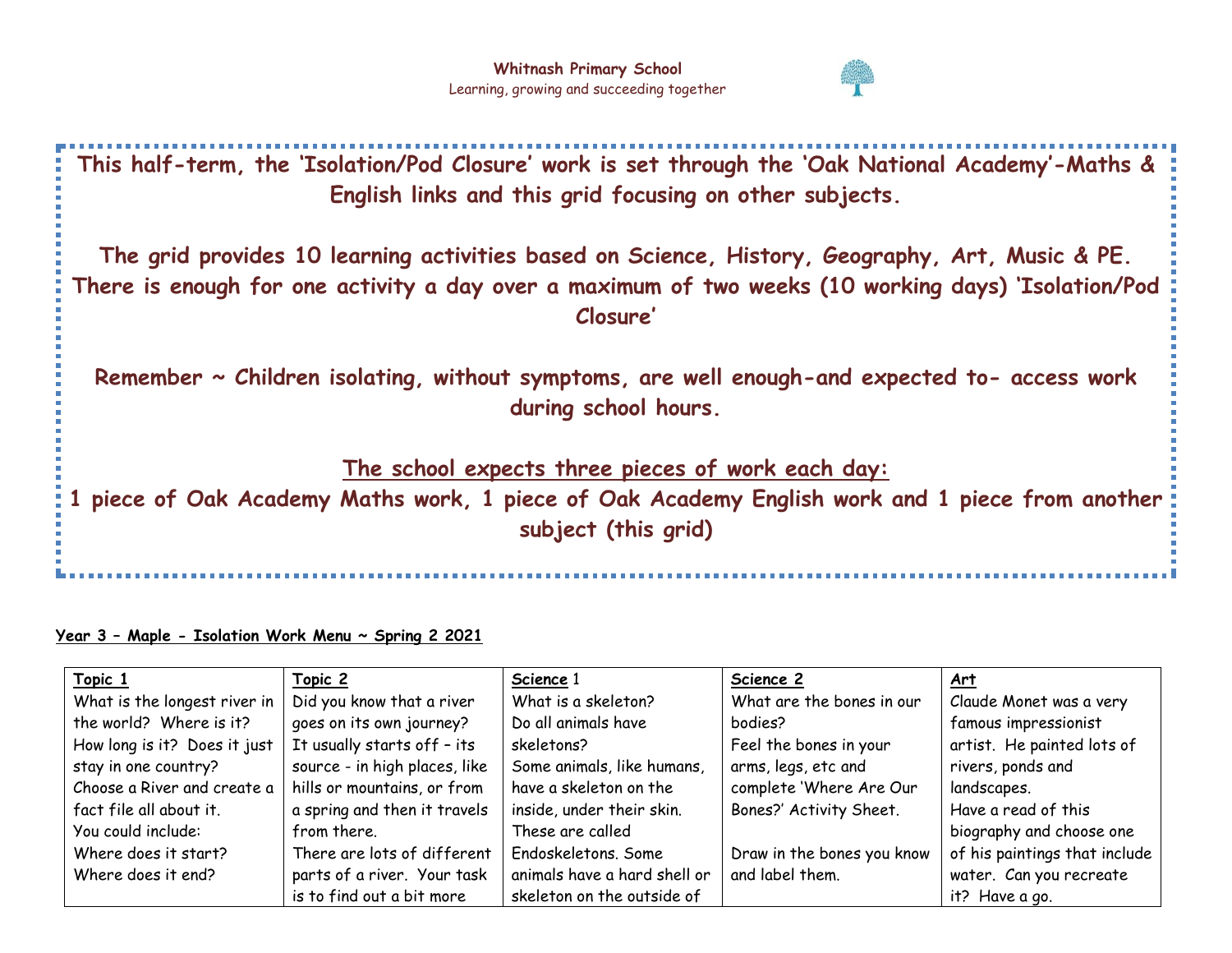**Whitnash Primary School**
Learning, growing and succeeding together

**This half-term, the 'Isolation/Pod Closure' work is set through the 'Oak National Academy'-Maths & English links and this grid focusing on other subjects.**

**The grid provides 10 learning activities based on Science, History, Geography, Art, Music & PE. There is enough for one activity a day over a maximum of two weeks (10 working days) 'Isolation/Pod Closure'**

**Remember ~ Children isolating, without symptoms, are well enough-and expected to- access work during school hours.**

**The school expects three pieces of work each day:**
**1 piece of Oak Academy Maths work, 1 piece of Oak Academy English work and 1 piece from another subject (this grid)**

**Year 3 – Maple - Isolation Work Menu ~ Spring 2 2021**

| Topic 1 | Topic 2 | Science 1 | Science 2 | Art |
|---|---|---|---|---|
| What is the longest river in the world? Where is it? How long is it? Does it just stay in one country? Choose a River and create a fact file all about it. You could include: Where does it start? Where does it end? | Did you know that a river goes on its own journey? It usually starts off – its source - in high places, like hills or mountains, or from a spring and then it travels from there. There are lots of different parts of a river. Your task is to find out a bit more | What is a skeleton? Do all animals have skeletons? Some animals, like humans, have a skeleton on the inside, under their skin. These are called Endoskeletons. Some animals have a hard shell or skeleton on the outside of | What are the bones in our bodies? Feel the bones in your arms, legs, etc and complete 'Where Are Our Bones?' Activity Sheet. Draw in the bones you know and label them. | Claude Monet was a very famous impressionist artist. He painted lots of rivers, ponds and landscapes. Have a read of this biography and choose one of his paintings that include water. Can you recreate it? Have a go. |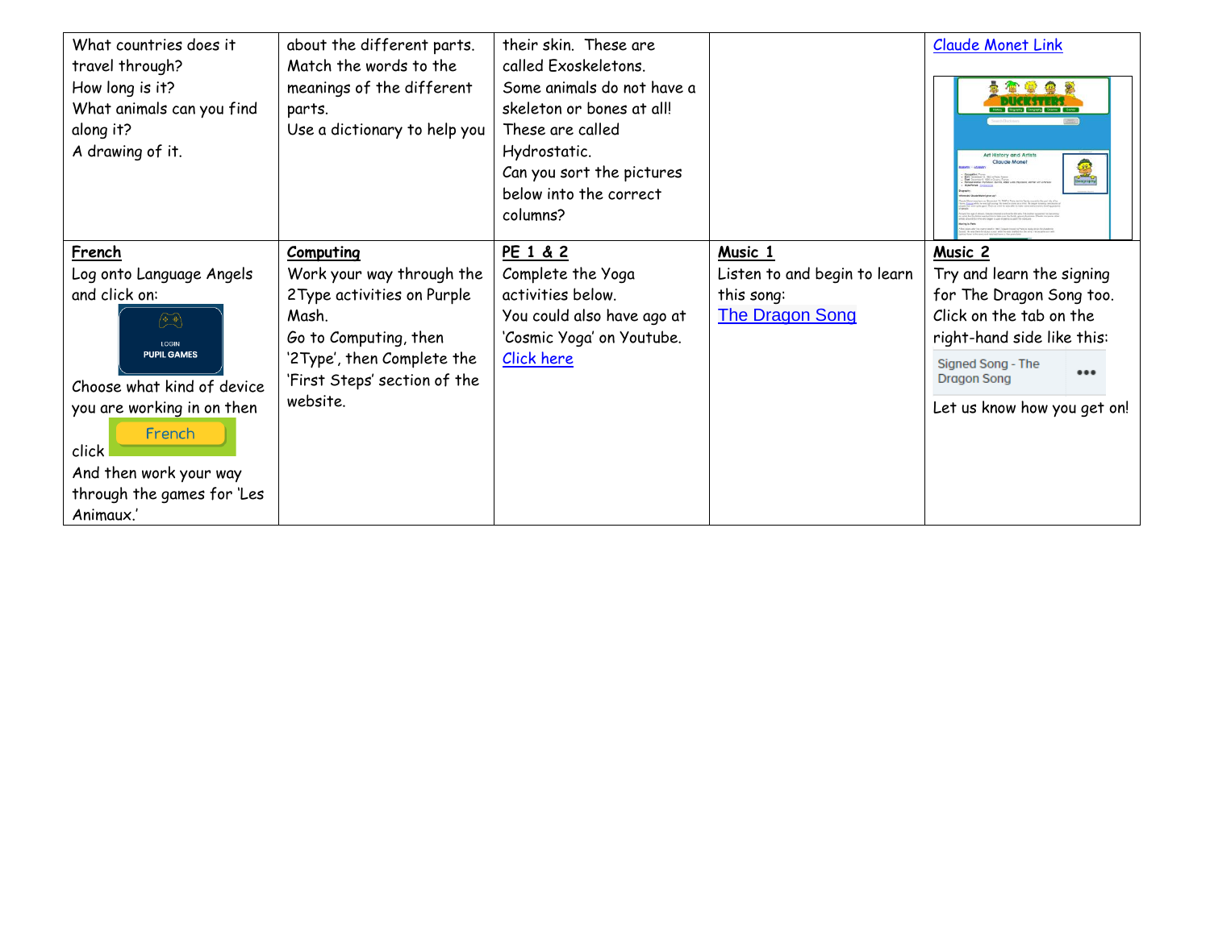| | | | | |
|---|---|---|---|---|
| What countries does it travel through?<br>How long is it?<br>What animals can you find along it?<br>A drawing of it. | about the different parts.<br>Match the words to the meanings of the different parts.<br>Use a dictionary to help you | their skin. These are called Exoskeletons.<br>Some animals do not have a skeleton or bones at all! These are called Hydrostatic.<br>Can you sort the pictures below into the correct columns? | | Claude Monet Link |
| **French**<br>Log onto Language Angels and click on:<br>LOGIN PUPIL GAMES<br>Choose what kind of device you are working in on then click French<br>And then work your way through the games for 'Les Animaux.' | **Computing**<br>Work your way through the 2Type activities on Purple Mash.<br>Go to Computing, then '2Type', then Complete the 'First Steps' section of the website. | **PE 1 & 2**<br>Complete the Yoga activities below.<br>You could also have ago at 'Cosmic Yoga' on Youtube.<br>Click here | **Music 1**<br>Listen to and begin to learn this song:<br>The Dragon Song | **Music 2**<br>Try and learn the signing for The Dragon Song too. Click on the tab on the right-hand side like this:<br>Signed Song - The Dragon Song<br>Let us know how you get on! |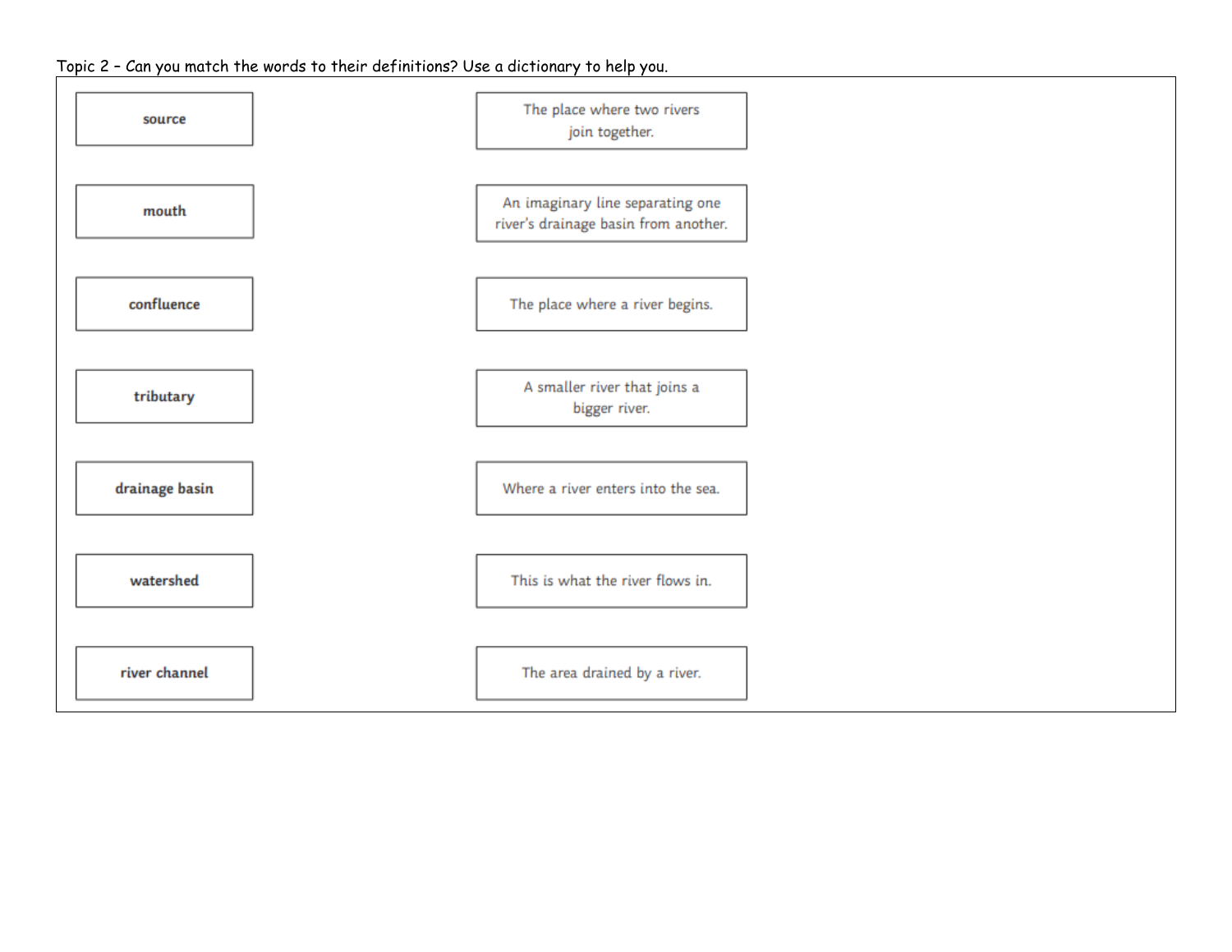Topic 2 – Can you match the words to their definitions? Use a dictionary to help you.

| Word | Definition |
| --- | --- |
| **source** | The place where two rivers join together. |
| **mouth** | An imaginary line separating one river's drainage basin from another. |
| **confluence** | The place where a river begins. |
| **tributary** | A smaller river that joins a bigger river. |
| **drainage basin** | Where a river enters into the sea. |
| **watershed** | This is what the river flows in. |
| **river channel** | The area drained by a river. |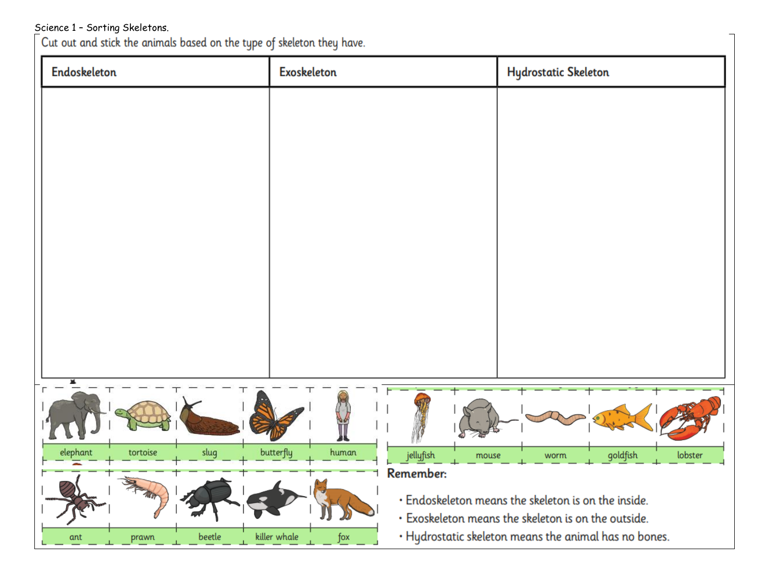Science 1 – Sorting Skeletons.

Cut out and stick the animals based on the type of skeleton they have.

| Endoskeleton | Exoskeleton | Hydrostatic Skeleton |
| --- | --- | --- |
| | | |

| elephant | tortoise | slug | butterfly | human |
| --- | --- | --- | --- | --- |
| ant | prawn | beetle | killer whale | fox |

| jellyfish | mouse | worm | goldfish | lobster |
| --- | --- | --- | --- | --- |

**Remember:**

- Endoskeleton means the skeleton is on the inside.
- Exoskeleton means the skeleton is on the outside.
- Hydrostatic skeleton means the animal has no bones.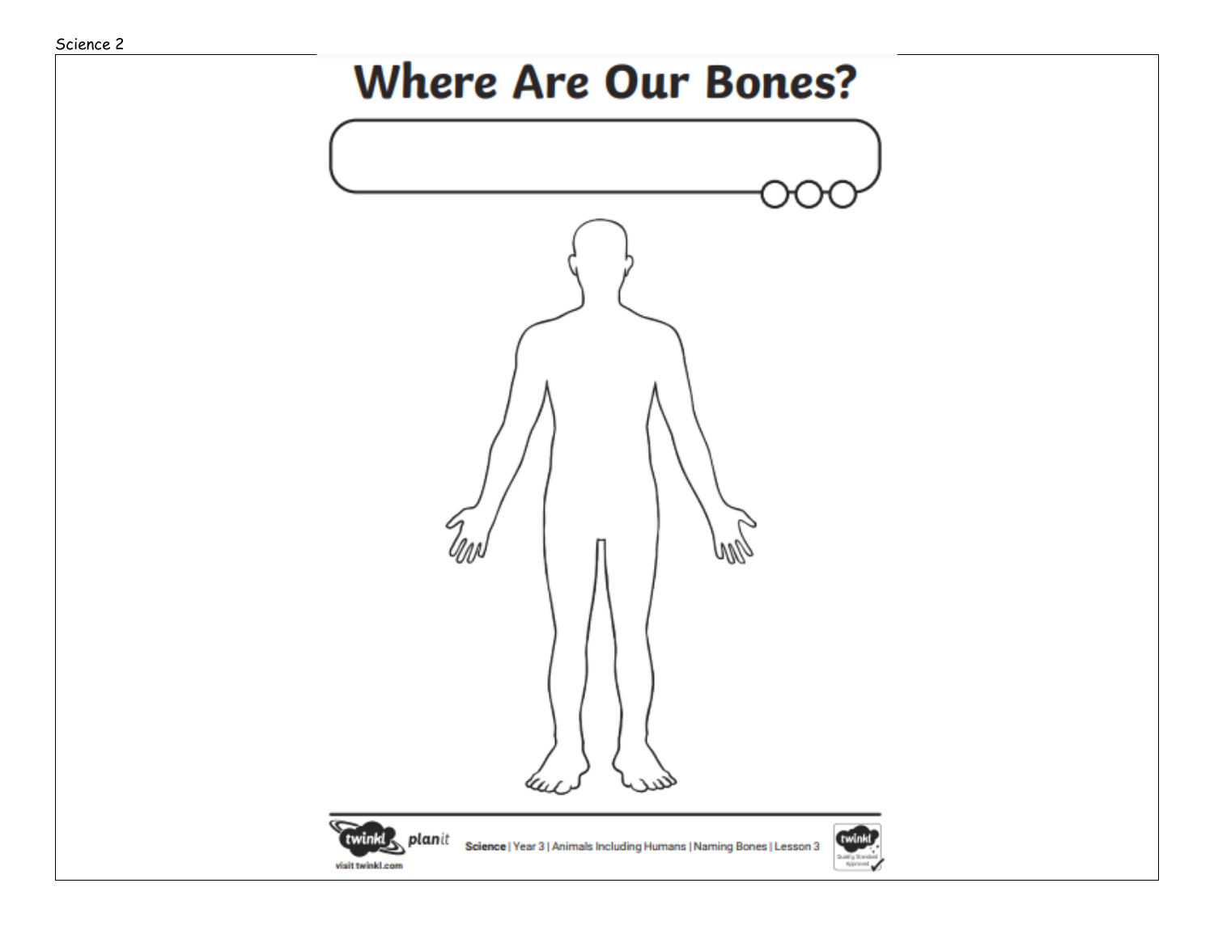Science 2

# Where Are Our Bones?

Science | Year 3 | Animals Including Humans | Naming Bones | Lesson 3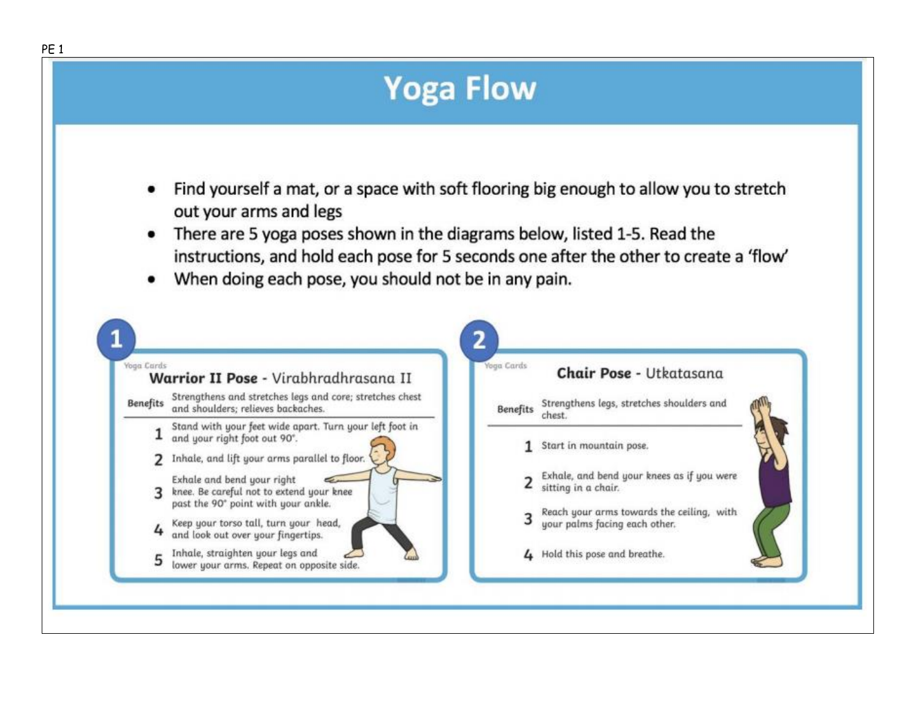PE 1

# Yoga Flow

- Find yourself a mat, or a space with soft flooring big enough to allow you to stretch out your arms and legs
- There are 5 yoga poses shown in the diagrams below, listed 1-5. Read the instructions, and hold each pose for 5 seconds one after the other to create a 'flow'
- When doing each pose, you should not be in any pain.

## 1

Yoga Cards

### Warrior II Pose - Virabhradhrasana II

**Benefits** Strengthens and stretches legs and core; stretches chest and shoulders; relieves backaches.

1. Stand with your feet wide apart. Turn your left foot in and your right foot out 90°.
2. Inhale, and lift your arms parallel to floor.
3. Exhale and bend your right knee. Be careful not to extend your knee past the 90° point with your ankle.
4. Keep your torso tall, turn your head, and look out over your fingertips.
5. Inhale, straighten your legs and lower your arms. Repeat on opposite side.

## 2

Yoga Cards

### Chair Pose - Utkatasana

**Benefits** Strengthens legs, stretches shoulders and chest.

1. Start in mountain pose.
2. Exhale, and bend your knees as if you were sitting in a chair.
3. Reach your arms towards the ceiling, with your palms facing each other.
4. Hold this pose and breathe.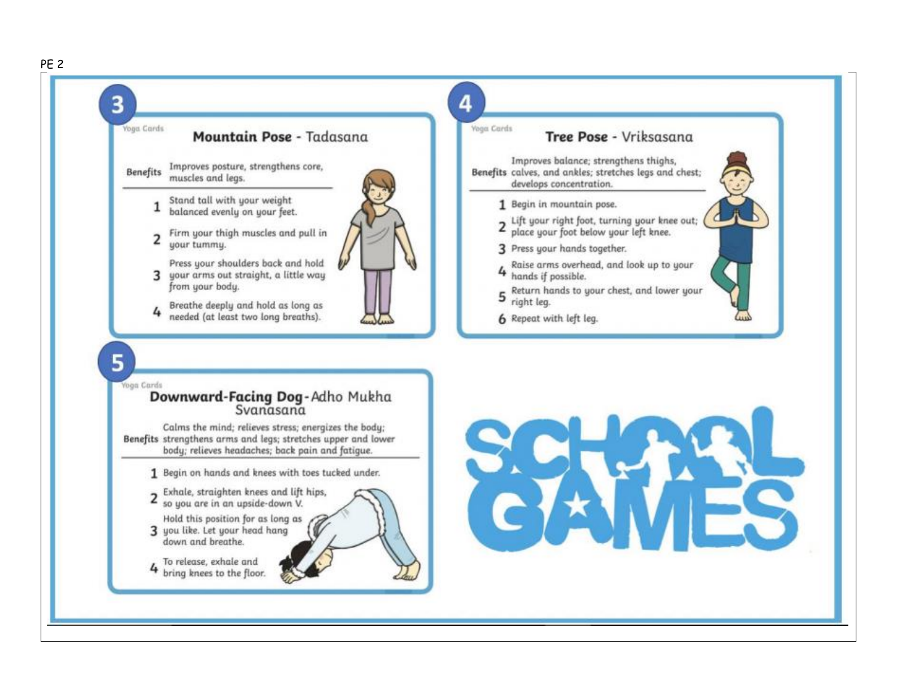PE 2

## 3

Yoga Cards

### Mountain Pose - Tadasana

**Benefits** Improves posture, strengthens core, muscles and legs.

1. Stand tall with your weight balanced evenly on your feet.
2. Firm your thigh muscles and pull in your tummy.
3. Press your shoulders back and hold your arms out straight, a little way from your body.
4. Breathe deeply and hold as long as needed (at least two long breaths).

## 4

Yoga Cards

### Tree Pose - Vriksasana

**Benefits** Improves balance; strengthens thighs, calves, and ankles; stretches legs and chest; develops concentration.

1. Begin in mountain pose.
2. Lift your right foot, turning your knee out; place your foot below your left knee.
3. Press your hands together.
4. Raise arms overhead, and look up to your hands if possible.
5. Return hands to your chest, and lower your right leg.
6. Repeat with left leg.

## 5

Yoga Cards

### Downward-Facing Dog - Adho Mukha Svanasana

**Benefits** Calms the mind; relieves stress; energizes the body; strengthens arms and legs; stretches upper and lower body; relieves headaches; back pain and fatigue.

1. Begin on hands and knees with toes tucked under.
2. Exhale, straighten knees and lift hips, so you are in an upside-down V.
3. Hold this position for as long as you like. Let your head hang down and breathe.
4. To release, exhale and bring knees to the floor.

SCHOOL GAMES